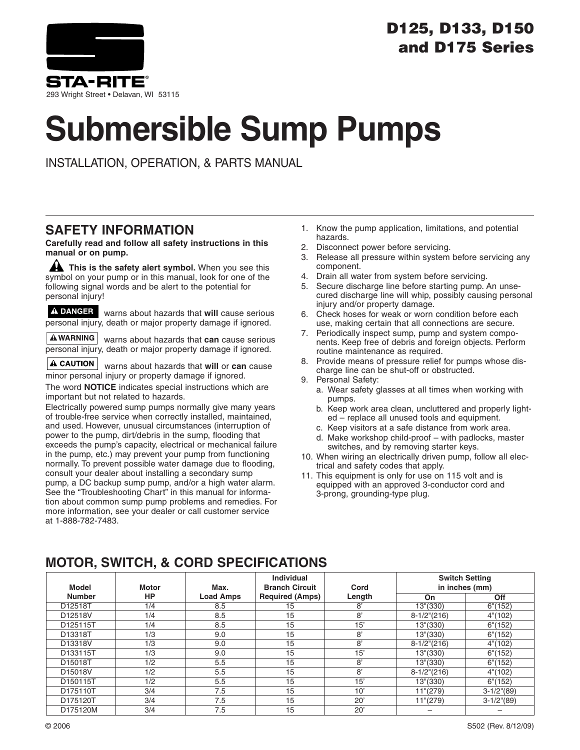# D125, D133, D150 and D175 Series

**STA-RITE®**

293 Wright Street • Delavan, WI 53115

# Submersible Sump Pumps

INSTALLATION, OPERATION, & PARTS MANUAL

## SAFETY INFORMATION

**Carefully read and follow all safety instructions in this manual or on pump.**

⚠ **This is the safety alert symbol.** When you see this symbol on your pump or in this manual, look for one of the following signal words and be alert to the potential for personal injury!

**⚠ DANGER** warns about hazards that **will** cause serious personal injury, death or major property damage if ignored.

**⚠ WARNING** warns about hazards that **can** cause serious personal injury, death or major property damage if ignored.

**⚠ CAUTION** warns about hazards that **will** or **can** cause minor personal injury or property damage if ignored.

The word **NOTICE** indicates special instructions which are important but not related to hazards.

Electrically powered sump pumps normally give many years of trouble-free service when correctly installed, maintained, and used. However, unusual circumstances (interruption of power to the pump, dirt/debris in the sump, flooding that exceeds the pump's capacity, electrical or mechanical failure in the pump, etc.) may prevent your pump from functioning normally. To prevent possible water damage due to flooding, consult your dealer about installing a secondary sump pump, a DC backup sump pump, and/or a high water alarm. See the "Troubleshooting Chart" in this manual for information about common sump pump problems and remedies. For more information, see your dealer or call customer service at 1-888-782-7483.

1. Know the pump application, limitations, and potential hazards.
2. Disconnect power before servicing.
3. Release all pressure within system before servicing any component.
4. Drain all water from system before servicing.
5. Secure discharge line before starting pump. An unsecured discharge line will whip, possibly causing personal injury and/or property damage.
6. Check hoses for weak or worn condition before each use, making certain that all connections are secure.
7. Periodically inspect sump, pump and system components. Keep free of debris and foreign objects. Perform routine maintenance as required.
8. Provide means of pressure relief for pumps whose discharge line can be shut-off or obstructed.
9. Personal Safety:
   a. Wear safety glasses at all times when working with pumps.
   b. Keep work area clean, uncluttered and properly lighted – replace all unused tools and equipment.
   c. Keep visitors at a safe distance from work area.
   d. Make workshop child-proof – with padlocks, master switches, and by removing starter keys.
10. When wiring an electrically driven pump, follow all electrical and safety codes that apply.
11. This equipment is only for use on 115 volt and is equipped with an approved 3-conductor cord and 3-prong, grounding-type plug.

## MOTOR, SWITCH, & CORD SPECIFICATIONS

| Model Number | Motor HP | Max. Load Amps | Individual Branch Circuit Required (Amps) | Cord Length | Switch Setting in inches (mm) | |
|---|---|---|---|---|---|---|
| | | | | | On | Off |
| D12518T | 1/4 | 8.5 | 15 | 8' | 13"(330) | 6"(152) |
| D12518V | 1/4 | 8.5 | 15 | 8' | 8-1/2"(216) | 4"(102) |
| D125115T | 1/4 | 8.5 | 15 | 15' | 13"(330) | 6"(152) |
| D13318T | 1/3 | 9.0 | 15 | 8' | 13"(330) | 6"(152) |
| D13318V | 1/3 | 9.0 | 15 | 8' | 8-1/2"(216) | 4"(102) |
| D133115T | 1/3 | 9.0 | 15 | 15' | 13"(330) | 6"(152) |
| D15018T | 1/2 | 5.5 | 15 | 8' | 13"(330) | 6"(152) |
| D15018V | 1/2 | 5.5 | 15 | 8' | 8-1/2"(216) | 4"(102) |
| D150115T | 1/2 | 5.5 | 15 | 15' | 13"(330) | 6"(152) |
| D175110T | 3/4 | 7.5 | 15 | 10' | 11"(279) | 3-1/2"(89) |
| D175120T | 3/4 | 7.5 | 15 | 20' | 11"(279) | 3-1/2"(89) |
| D175120M | 3/4 | 7.5 | 15 | 20' | – | – |

© 2006 S502 (Rev. 8/12/09)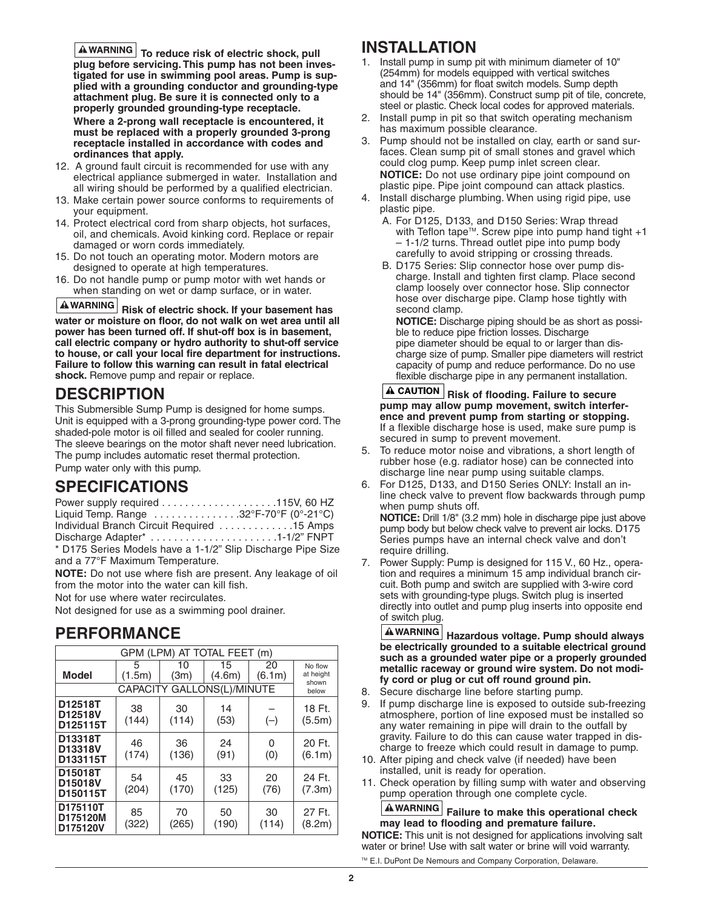**⚠WARNING To reduce risk of electric shock, pull plug before servicing. This pump has not been investigated for use in swimming pool areas. Pump is supplied with a grounding conductor and grounding-type attachment plug. Be sure it is connected only to a properly grounded grounding-type receptacle.**

**Where a 2-prong wall receptacle is encountered, it must be replaced with a properly grounded 3-prong receptacle installed in accordance with codes and ordinances that apply.**

12. A ground fault circuit is recommended for use with any electrical appliance submerged in water. Installation and all wiring should be performed by a qualified electrician.
13. Make certain power source conforms to requirements of your equipment.
14. Protect electrical cord from sharp objects, hot surfaces, oil, and chemicals. Avoid kinking cord. Replace or repair damaged or worn cords immediately.
15. Do not touch an operating motor. Modern motors are designed to operate at high temperatures.
16. Do not handle pump or pump motor with wet hands or when standing on wet or damp surface, or in water.

**⚠WARNING Risk of electric shock. If your basement has water or moisture on floor, do not walk on wet area until all power has been turned off. If shut-off box is in basement, call electric company or hydro authority to shut-off service to house, or call your local fire department for instructions. Failure to follow this warning can result in fatal electrical shock.** Remove pump and repair or replace.

# DESCRIPTION

This Submersible Sump Pump is designed for home sumps. Unit is equipped with a 3-prong grounding-type power cord. The shaded-pole motor is oil filled and sealed for cooler running. The sleeve bearings on the motor shaft never need lubrication. The pump includes automatic reset thermal protection.

Pump water only with this pump.

# SPECIFICATIONS

Power supply required . . . . . . . . . . . . . . . . . . .115V, 60 HZ
Liquid Temp. Range . . . . . . . . . . . . . . .32°F-70°F (0°-21°C)
Individual Branch Circuit Required . . . . . . . . . . . . .15 Amps
Discharge Adapter* . . . . . . . . . . . . . . . . . . . . . .1-1/2" FNPT

\* D175 Series Models have a 1-1/2" Slip Discharge Pipe Size and a 77°F Maximum Temperature.

**NOTE:** Do not use where fish are present. Any leakage of oil from the motor into the water can kill fish.

Not for use where water recirculates.

Not designed for use as a swimming pool drainer.

# PERFORMANCE

| GPM (LPM) AT TOTAL FEET (m) | | | | | |
|---|---|---|---|---|---|
| **Model** | 5 (1.5m) | 10 (3m) | 15 (4.6m) | 20 (6.1m) | No flow at height shown below |
| | CAPACITY GALLONS(L)/MINUTE | | | | |
| **D12518T D12518V D125115T** | 38 (144) | 30 (114) | 14 (53) | – (–) | 18 Ft. (5.5m) |
| **D13318T D13318V D133115T** | 46 (174) | 36 (136) | 24 (91) | 0 (0) | 20 Ft. (6.1m) |
| **D15018T D15018V D150115T** | 54 (204) | 45 (170) | 33 (125) | 20 (76) | 24 Ft. (7.3m) |
| **D175110T D175120M D175120V** | 85 (322) | 70 (265) | 50 (190) | 30 (114) | 27 Ft. (8.2m) |

# INSTALLATION

1. Install pump in sump pit with minimum diameter of 10" (254mm) for models equipped with vertical switches and 14" (356mm) for float switch models. Sump depth should be 14" (356mm). Construct sump pit of tile, concrete, steel or plastic. Check local codes for approved materials.
2. Install pump in pit so that switch operating mechanism has maximum possible clearance.
3. Pump should not be installed on clay, earth or sand surfaces. Clean sump pit of small stones and gravel which could clog pump. Keep pump inlet screen clear.
   **NOTICE:** Do not use ordinary pipe joint compound on plastic pipe. Pipe joint compound can attack plastics.
4. Install discharge plumbing. When using rigid pipe, use plastic pipe.
   A. For D125, D133, and D150 Series: Wrap thread with Teflon tape™. Screw pipe into pump hand tight +1 – 1-1/2 turns. Thread outlet pipe into pump body carefully to avoid stripping or crossing threads.
   B. D175 Series: Slip connector hose over pump discharge. Install and tighten first clamp. Place second clamp loosely over connector hose. Slip connector hose over discharge pipe. Clamp hose tightly with second clamp.
   **NOTICE:** Discharge piping should be as short as possible to reduce pipe friction losses. Discharge pipe diameter should be equal to or larger than discharge size of pump. Smaller pipe diameters will restrict capacity of pump and reduce performance. Do no use flexible discharge pipe in any permanent installation.

**⚠ CAUTION Risk of flooding. Failure to secure pump may allow pump movement, switch interference and prevent pump from starting or stopping.** If a flexible discharge hose is used, make sure pump is secured in sump to prevent movement.

5. To reduce motor noise and vibrations, a short length of rubber hose (e.g. radiator hose) can be connected into discharge line near pump using suitable clamps.
6. For D125, D133, and D150 Series ONLY: Install an in-line check valve to prevent flow backwards through pump when pump shuts off.
   **NOTICE:** Drill 1/8" (3.2 mm) hole in discharge pipe just above pump body but below check valve to prevent air locks. D175 Series pumps have an internal check valve and don't require drilling.
7. Power Supply: Pump is designed for 115 V., 60 Hz., operation and requires a minimum 15 amp individual branch circuit. Both pump and switch are supplied with 3-wire cord sets with grounding-type plugs. Switch plug is inserted directly into outlet and pump plug inserts into opposite end of switch plug.

**⚠WARNING Hazardous voltage. Pump should always be electrically grounded to a suitable electrical ground such as a grounded water pipe or a properly grounded metallic raceway or ground wire system. Do not modify cord or plug or cut off round ground pin.**

8. Secure discharge line before starting pump.
9. If pump discharge line is exposed to outside sub-freezing atmosphere, portion of line exposed must be installed so any water remaining in pipe will drain to the outfall by gravity. Failure to do this can cause water trapped in discharge to freeze which could result in damage to pump.
10. After piping and check valve (if needed) have been installed, unit is ready for operation.
11. Check operation by filling sump with water and observing pump operation through one complete cycle.

**⚠WARNING Failure to make this operational check may lead to flooding and premature failure.**

**NOTICE:** This unit is not designed for applications involving salt water or brine! Use with salt water or brine will void warranty.

™ E.I. DuPont De Nemours and Company Corporation, Delaware.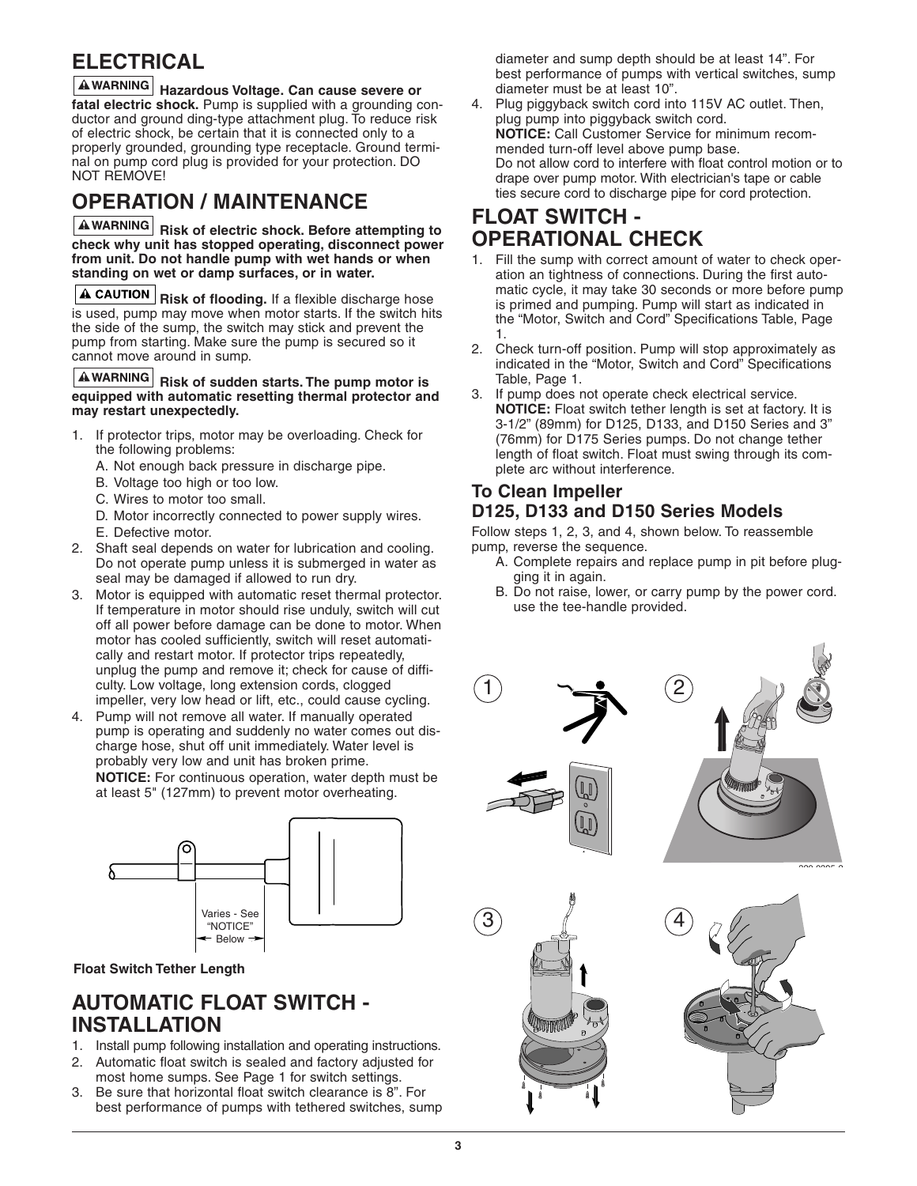## ELECTRICAL

**⚠WARNING Hazardous Voltage. Can cause severe or fatal electric shock.** Pump is supplied with a grounding conductor and ground ding-type attachment plug. To reduce risk of electric shock, be certain that it is connected only to a properly grounded, grounding type receptacle. Ground terminal on pump cord plug is provided for your protection. DO NOT REMOVE!

## OPERATION / MAINTENANCE

**⚠WARNING Risk of electric shock. Before attempting to check why unit has stopped operating, disconnect power from unit. Do not handle pump with wet hands or when standing on wet or damp surfaces, or in water.**

**⚠CAUTION Risk of flooding.** If a flexible discharge hose is used, pump may move when motor starts. If the switch hits the side of the sump, the switch may stick and prevent the pump from starting. Make sure the pump is secured so it cannot move around in sump.

**⚠WARNING Risk of sudden starts. The pump motor is equipped with automatic resetting thermal protector and may restart unexpectedly.**

1. If protector trips, motor may be overloading. Check for the following problems:
   A. Not enough back pressure in discharge pipe.
   B. Voltage too high or too low.
   C. Wires to motor too small.
   D. Motor incorrectly connected to power supply wires.
   E. Defective motor.
2. Shaft seal depends on water for lubrication and cooling. Do not operate pump unless it is submerged in water as seal may be damaged if allowed to run dry.
3. Motor is equipped with automatic reset thermal protector. If temperature in motor should rise unduly, switch will cut off all power before damage can be done to motor. When motor has cooled sufficiently, switch will reset automatically and restart motor. If protector trips repeatedly, unplug the pump and remove it; check for cause of difficulty. Low voltage, long extension cords, clogged impeller, very low head or lift, etc., could cause cycling.
4. Pump will not remove all water. If manually operated pump is operating and suddenly no water comes out discharge hose, shut off unit immediately. Water level is probably very low and unit has broken prime.
   **NOTICE:** For continuous operation, water depth must be at least 5" (127mm) to prevent motor overheating.

Varies - See "NOTICE" Below

**Float Switch Tether Length**

## AUTOMATIC FLOAT SWITCH - INSTALLATION

1. Install pump following installation and operating instructions.
2. Automatic float switch is sealed and factory adjusted for most home sumps. See Page 1 for switch settings.
3. Be sure that horizontal float switch clearance is 8". For best performance of pumps with tethered switches, sump diameter and sump depth should be at least 14". For best performance of pumps with vertical switches, sump diameter must be at least 10".
4. Plug piggyback switch cord into 115V AC outlet. Then, plug pump into piggyback switch cord.
   **NOTICE:** Call Customer Service for minimum recommended turn-off level above pump base.
   Do not allow cord to interfere with float control motion or to drape over pump motor. With electrician's tape or cable ties secure cord to discharge pipe for cord protection.

## FLOAT SWITCH - OPERATIONAL CHECK

1. Fill the sump with correct amount of water to check operation an tightness of connections. During the first automatic cycle, it may take 30 seconds or more before pump is primed and pumping. Pump will start as indicated in the "Motor, Switch and Cord" Specifications Table, Page 1.
2. Check turn-off position. Pump will stop approximately as indicated in the "Motor, Switch and Cord" Specifications Table, Page 1.
3. If pump does not operate check electrical service.
   **NOTICE:** Float switch tether length is set at factory. It is 3-1/2" (89mm) for D125, D133, and D150 Series and 3" (76mm) for D175 Series pumps. Do not change tether length of float switch. Float must swing through its complete arc without interference.

### To Clean Impeller D125, D133 and D150 Series Models

Follow steps 1, 2, 3, and 4, shown below. To reassemble pump, reverse the sequence.

A. Complete repairs and replace pump in pit before plugging it in again.
B. Do not raise, lower, or carry pump by the power cord. use the tee-handle provided.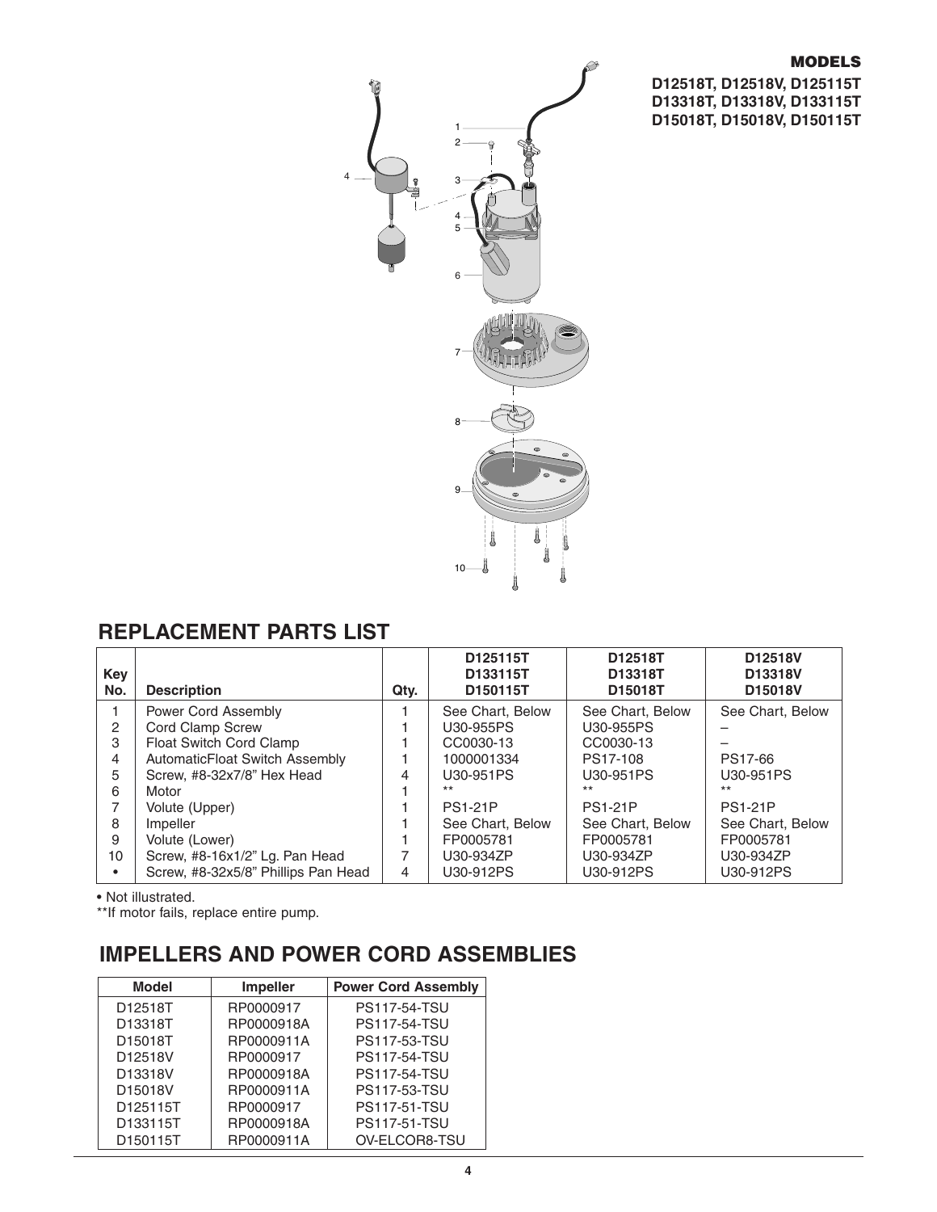**MODELS**

**D12518T, D12518V, D125115T**
**D13318T, D13318V, D133115T**
**D15018T, D15018V, D150115T**

## REPLACEMENT PARTS LIST

| Key No. | Description | Qty. | D125115T D133115T D150115T | D12518T D13318T D15018T | D12518V D13318V D15018V |
|---|---|---|---|---|---|
| 1 | Power Cord Assembly | 1 | See Chart, Below | See Chart, Below | See Chart, Below |
| 2 | Cord Clamp Screw | 1 | U30-955PS | U30-955PS | – |
| 3 | Float Switch Cord Clamp | 1 | CC0030-13 | CC0030-13 | – |
| 4 | AutomaticFloat Switch Assembly | 1 | 1000001334 | PS17-108 | PS17-66 |
| 5 | Screw, #8-32x7/8" Hex Head | 4 | U30-951PS | U30-951PS | U30-951PS |
| 6 | Motor | 1 | ** | ** | ** |
| 7 | Volute (Upper) | 1 | PS1-21P | PS1-21P | PS1-21P |
| 8 | Impeller | 1 | See Chart, Below | See Chart, Below | See Chart, Below |
| 9 | Volute (Lower) | 1 | FP0005781 | FP0005781 | FP0005781 |
| 10 | Screw, #8-16x1/2" Lg. Pan Head | 7 | U30-934ZP | U30-934ZP | U30-934ZP |
| • | Screw, #8-32x5/8" Phillips Pan Head | 4 | U30-912PS | U30-912PS | U30-912PS |

• Not illustrated.

**If motor fails, replace entire pump.

## IMPELLERS AND POWER CORD ASSEMBLIES

| Model | Impeller | Power Cord Assembly |
|---|---|---|
| D12518T | RP0000917 | PS117-54-TSU |
| D13318T | RP0000918A | PS117-54-TSU |
| D15018T | RP0000911A | PS117-53-TSU |
| D12518V | RP0000917 | PS117-54-TSU |
| D13318V | RP0000918A | PS117-54-TSU |
| D15018V | RP0000911A | PS117-53-TSU |
| D125115T | RP0000917 | PS117-51-TSU |
| D133115T | RP0000918A | PS117-51-TSU |
| D150115T | RP0000911A | OV-ELCOR8-TSU |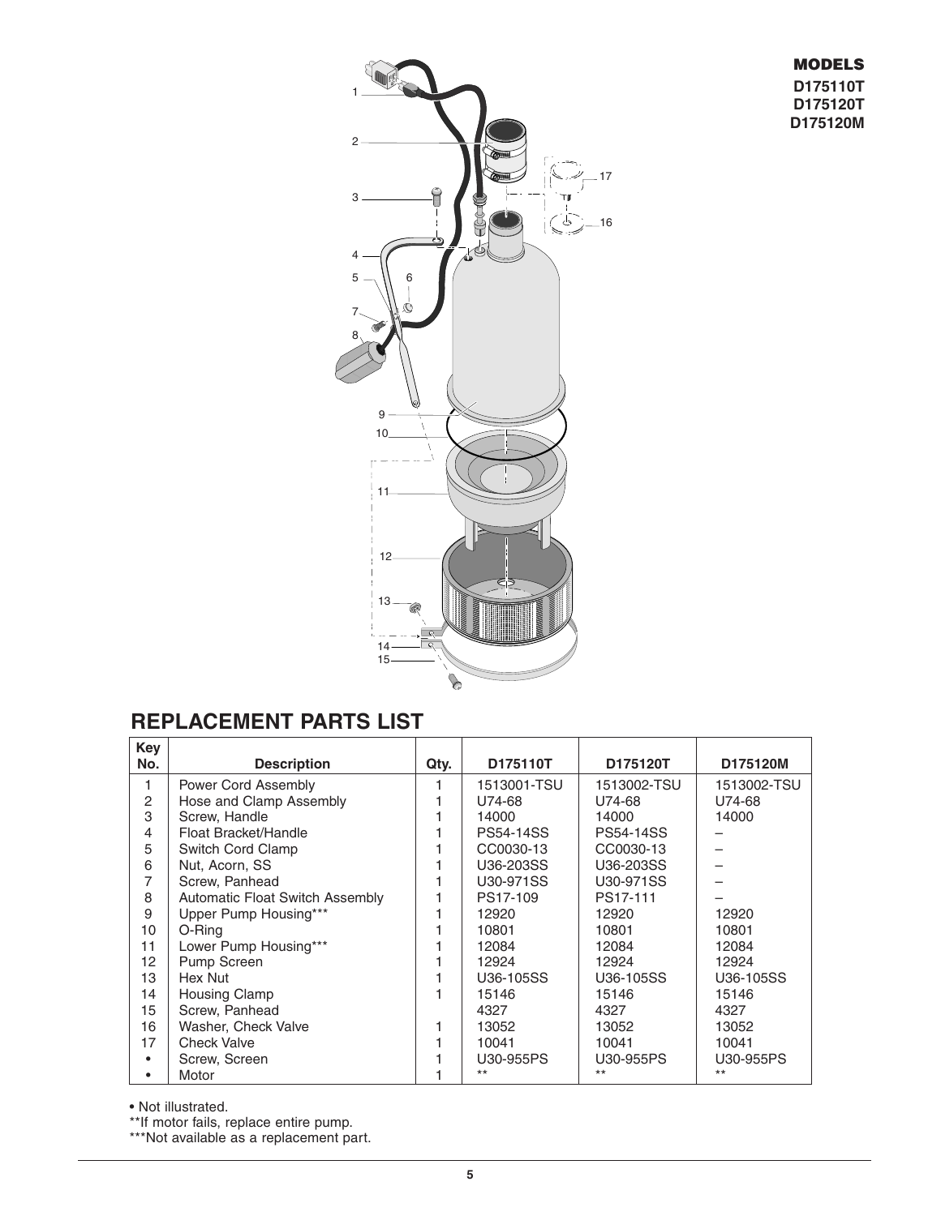**MODELS**
**D175110T**
**D175120T**
**D175120M**

## REPLACEMENT PARTS LIST

| Key No. | Description | Qty. | D175110T | D175120T | D175120M |
|---|---|---|---|---|---|
| 1 | Power Cord Assembly | 1 | 1513001-TSU | 1513002-TSU | 1513002-TSU |
| 2 | Hose and Clamp Assembly | 1 | U74-68 | U74-68 | U74-68 |
| 3 | Screw, Handle | 1 | 14000 | 14000 | 14000 |
| 4 | Float Bracket/Handle | 1 | PS54-14SS | PS54-14SS | – |
| 5 | Switch Cord Clamp | 1 | CC0030-13 | CC0030-13 | – |
| 6 | Nut, Acorn, SS | 1 | U36-203SS | U36-203SS | – |
| 7 | Screw, Panhead | 1 | U30-971SS | U30-971SS | – |
| 8 | Automatic Float Switch Assembly | 1 | PS17-109 | PS17-111 | – |
| 9 | Upper Pump Housing*** | 1 | 12920 | 12920 | 12920 |
| 10 | O-Ring | 1 | 10801 | 10801 | 10801 |
| 11 | Lower Pump Housing*** | 1 | 12084 | 12084 | 12084 |
| 12 | Pump Screen | 1 | 12924 | 12924 | 12924 |
| 13 | Hex Nut | 1 | U36-105SS | U36-105SS | U36-105SS |
| 14 | Housing Clamp | 1 | 15146 | 15146 | 15146 |
| 15 | Screw, Panhead | | 4327 | 4327 | 4327 |
| 16 | Washer, Check Valve | 1 | 13052 | 13052 | 13052 |
| 17 | Check Valve | 1 | 10041 | 10041 | 10041 |
| • | Screw, Screen | 1 | U30-955PS | U30-955PS | U30-955PS |
| • | Motor | 1 | ** | ** | ** |

• Not illustrated.
**If motor fails, replace entire pump.
***Not available as a replacement part.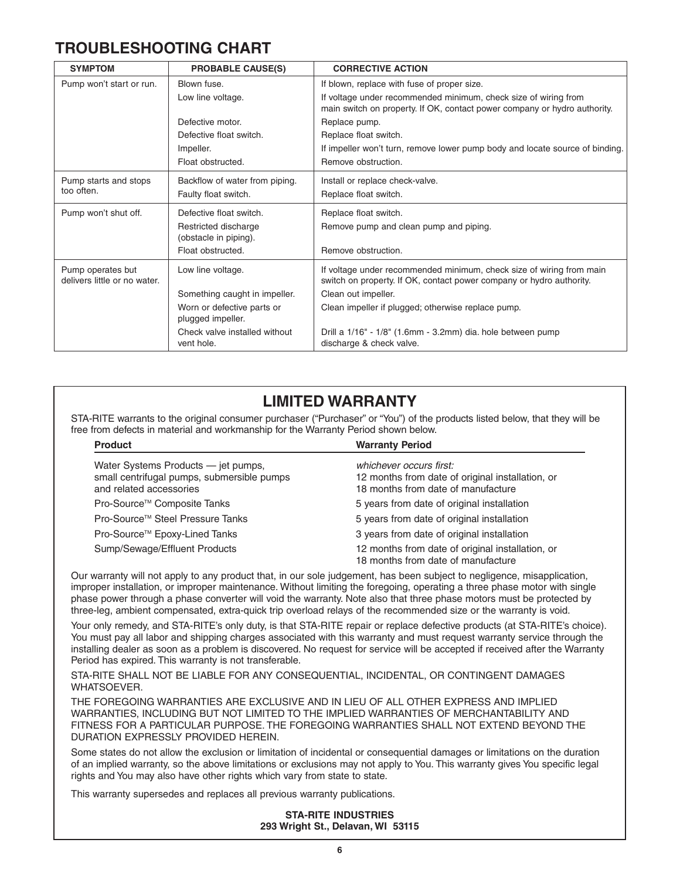# TROUBLESHOOTING CHART

| SYMPTOM | PROBABLE CAUSE(S) | CORRECTIVE ACTION |
|---|---|---|
| Pump won't start or run. | Blown fuse. | If blown, replace with fuse of proper size. |
| | Low line voltage. | If voltage under recommended minimum, check size of wiring from main switch on property. If OK, contact power company or hydro authority. |
| | Defective motor. | Replace pump. |
| | Defective float switch. | Replace float switch. |
| | Impeller. | If impeller won't turn, remove lower pump body and locate source of binding. |
| | Float obstructed. | Remove obstruction. |
| Pump starts and stops too often. | Backflow of water from piping. | Install or replace check-valve. |
| | Faulty float switch. | Replace float switch. |
| Pump won't shut off. | Defective float switch. | Replace float switch. |
| | Restricted discharge (obstacle in piping). | Remove pump and clean pump and piping. |
| | Float obstructed. | Remove obstruction. |
| Pump operates but delivers little or no water. | Low line voltage. | If voltage under recommended minimum, check size of wiring from main switch on property. If OK, contact power company or hydro authority. |
| | Something caught in impeller. | Clean out impeller. |
| | Worn or defective parts or plugged impeller. | Clean impeller if plugged; otherwise replace pump. |
| | Check valve installed without vent hole. | Drill a 1/16" - 1/8" (1.6mm - 3.2mm) dia. hole between pump discharge & check valve. |

# LIMITED WARRANTY

STA-RITE warrants to the original consumer purchaser ("Purchaser" or "You") of the products listed below, that they will be free from defects in material and workmanship for the Warranty Period shown below.

| Product | Warranty Period |
|---|---|
| Water Systems Products — jet pumps, small centrifugal pumps, submersible pumps and related accessories | *whichever occurs first:* 12 months from date of original installation, or 18 months from date of manufacture |
| Pro-Source™ Composite Tanks | 5 years from date of original installation |
| Pro-Source™ Steel Pressure Tanks | 5 years from date of original installation |
| Pro-Source™ Epoxy-Lined Tanks | 3 years from date of original installation |
| Sump/Sewage/Effluent Products | 12 months from date of original installation, or 18 months from date of manufacture |

Our warranty will not apply to any product that, in our sole judgement, has been subject to negligence, misapplication, improper installation, or improper maintenance. Without limiting the foregoing, operating a three phase motor with single phase power through a phase converter will void the warranty. Note also that three phase motors must be protected by three-leg, ambient compensated, extra-quick trip overload relays of the recommended size or the warranty is void.

Your only remedy, and STA-RITE's only duty, is that STA-RITE repair or replace defective products (at STA-RITE's choice). You must pay all labor and shipping charges associated with this warranty and must request warranty service through the installing dealer as soon as a problem is discovered. No request for service will be accepted if received after the Warranty Period has expired. This warranty is not transferable.

STA-RITE SHALL NOT BE LIABLE FOR ANY CONSEQUENTIAL, INCIDENTAL, OR CONTINGENT DAMAGES WHATSOEVER.

THE FOREGOING WARRANTIES ARE EXCLUSIVE AND IN LIEU OF ALL OTHER EXPRESS AND IMPLIED WARRANTIES, INCLUDING BUT NOT LIMITED TO THE IMPLIED WARRANTIES OF MERCHANTABILITY AND FITNESS FOR A PARTICULAR PURPOSE. THE FOREGOING WARRANTIES SHALL NOT EXTEND BEYOND THE DURATION EXPRESSLY PROVIDED HEREIN.

Some states do not allow the exclusion or limitation of incidental or consequential damages or limitations on the duration of an implied warranty, so the above limitations or exclusions may not apply to You. This warranty gives You specific legal rights and You may also have other rights which vary from state to state.

This warranty supersedes and replaces all previous warranty publications.

**STA-RITE INDUSTRIES**
**293 Wright St., Delavan, WI 53115**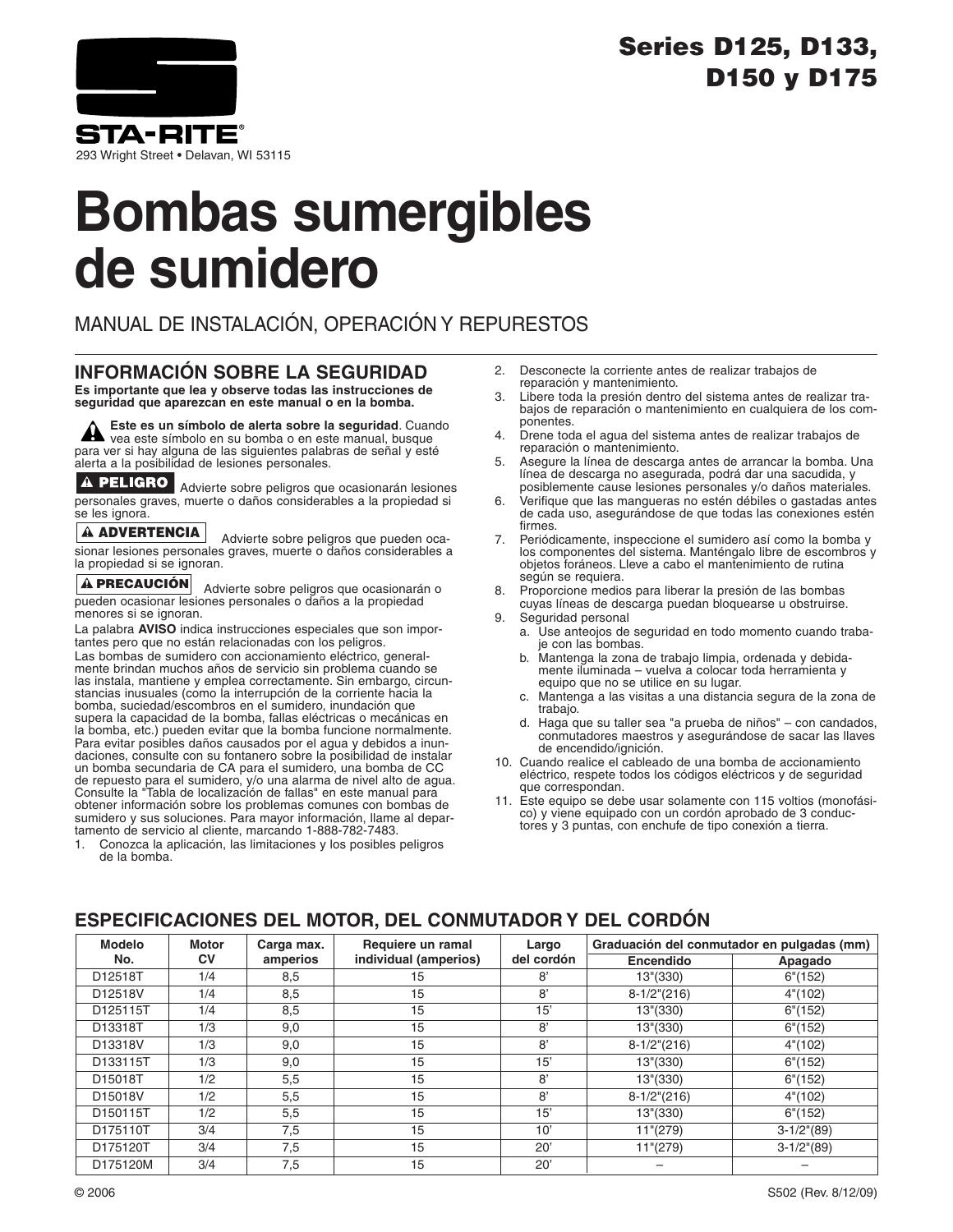# Series D125, D133, D150 y D175

STA-RITE®

293 Wright Street • Delavan, WI 53115

# Bombas sumergibles de sumidero

MANUAL DE INSTALACIÓN, OPERACIÓN Y REPURESTOS

## INFORMACIÓN SOBRE LA SEGURIDAD

**Es importante que lea y observe todas las instrucciones de seguridad que aparezcan en este manual o en la bomba.**

⚠ **Este es un símbolo de alerta sobre la seguridad**. Cuando vea este símbolo en su bomba o en este manual, busque para ver si hay alguna de las siguientes palabras de señal y esté alerta a la posibilidad de lesiones personales.

**⚠ PELIGRO** Advierte sobre peligros que ocasionarán lesiones personales graves, muerte o daños considerables a la propiedad si se les ignora.

**⚠ ADVERTENCIA** Advierte sobre peligros que pueden ocasionar lesiones personales graves, muerte o daños considerables a la propiedad si se ignoran.

**⚠ PRECAUCIÓN** Advierte sobre peligros que ocasionarán o pueden ocasionar lesiones personales o daños a la propiedad menores si se ignoran.

La palabra **AVISO** indica instrucciones especiales que son importantes pero que no están relacionadas con los peligros.

Las bombas de sumidero con accionamiento eléctrico, generalmente brindan muchos años de servicio sin problema cuando se las instala, mantiene y emplea correctamente. Sin embargo, circunstancias inusuales (como la interrupción de la corriente hacia la bomba, suciedad/escombros en el sumidero, inundación que supera la capacidad de la bomba, fallas eléctricas o mecánicas en la bomba, etc.) pueden evitar que la bomba funcione normalmente. Para evitar posibles daños causados por el agua y debidos a inundaciones, consulte con su fontanero sobre la posibilidad de instalar un bomba secundaria de CA para el sumidero, una bomba de CC de repuesto para el sumidero, y/o una alarma de nivel alto de agua. Consulte la "Tabla de localización de fallas" en este manual para obtener información sobre los problemas comunes con bombas de sumidero y sus soluciones. Para mayor información, llame al departamento de servicio al cliente, marcando 1-888-782-7483.

1. Conozca la aplicación, las limitaciones y los posibles peligros de la bomba.
2. Desconecte la corriente antes de realizar trabajos de reparación y mantenimiento.
3. Libere toda la presión dentro del sistema antes de realizar trabajos de reparación o mantenimiento en cualquiera de los componentes.
4. Drene toda el agua del sistema antes de realizar trabajos de reparación o mantenimiento.
5. Asegure la línea de descarga antes de arrancar la bomba. Una línea de descarga no asegurada, podrá dar una sacudida, y posiblemente cause lesiones personales y/o daños materiales.
6. Verifique que las mangueras no estén débiles o gastadas antes de cada uso, asegurándose de que todas las conexiones estén firmes.
7. Periódicamente, inspeccione el sumidero así como la bomba y los componentes del sistema. Manténgalo libre de escombros y objetos foráneos. Lleve a cabo el mantenimiento de rutina según se requiera.
8. Proporcione medios para liberar la presión de las bombas cuyas líneas de descarga puedan bloquearse u obstruirse.
9. Seguridad personal
   a. Use anteojos de seguridad en todo momento cuando trabaje con las bombas.
   b. Mantenga la zona de trabajo limpia, ordenada y debidamente iluminada – vuelva a colocar toda herramienta y equipo que no se utilice en su lugar.
   c. Mantenga a las visitas a una distancia segura de la zona de trabajo.
   d. Haga que su taller sea "a prueba de niños" – con candados, conmutadores maestros y asegurándose de sacar las llaves de encendido/ignición.
10. Cuando realice el cableado de una bomba de accionamiento eléctrico, respete todos los códigos eléctricos y de seguridad que correspondan.
11. Este equipo se debe usar solamente con 115 voltios (monofásico) y viene equipado con un cordón aprobado de 3 conductores y 3 puntas, con enchufe de tipo conexión a tierra.

## ESPECIFICACIONES DEL MOTOR, DEL CONMUTADOR Y DEL CORDÓN

| Modelo No. | Motor CV | Carga max. amperios | Requiere un ramal individual (amperios) | Largo del cordón | Graduación del conmutador en pulgadas (mm) | |
|---|---|---|---|---|---|---|
| | | | | | Encendido | Apagado |
| D12518T | 1/4 | 8,5 | 15 | 8' | 13"(330) | 6"(152) |
| D12518V | 1/4 | 8,5 | 15 | 8' | 8-1/2"(216) | 4"(102) |
| D125115T | 1/4 | 8,5 | 15 | 15' | 13"(330) | 6"(152) |
| D13318T | 1/3 | 9,0 | 15 | 8' | 13"(330) | 6"(152) |
| D13318V | 1/3 | 9,0 | 15 | 8' | 8-1/2"(216) | 4"(102) |
| D133115T | 1/3 | 9,0 | 15 | 15' | 13"(330) | 6"(152) |
| D15018T | 1/2 | 5,5 | 15 | 8' | 13"(330) | 6"(152) |
| D15018V | 1/2 | 5,5 | 15 | 8' | 8-1/2"(216) | 4"(102) |
| D150115T | 1/2 | 5,5 | 15 | 15' | 13"(330) | 6"(152) |
| D175110T | 3/4 | 7,5 | 15 | 10' | 11"(279) | 3-1/2"(89) |
| D175120T | 3/4 | 7,5 | 15 | 20' | 11"(279) | 3-1/2"(89) |
| D175120M | 3/4 | 7,5 | 15 | 20' | – | – |

© 2006 S502 (Rev. 8/12/09)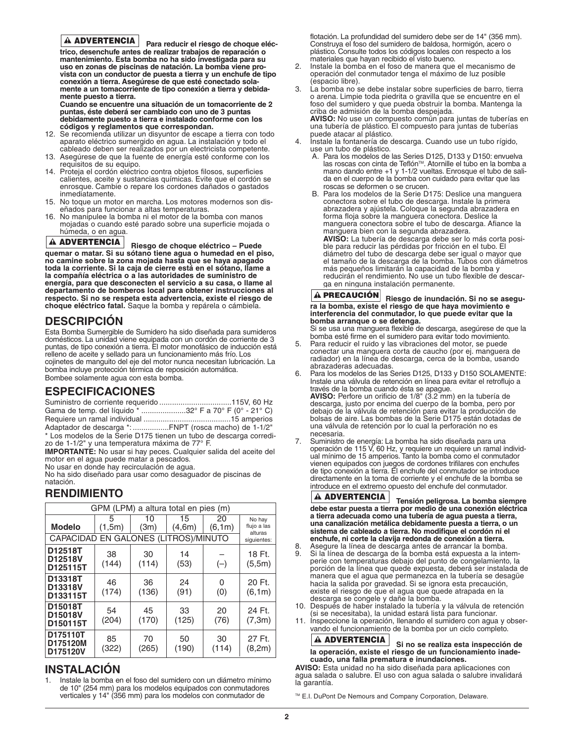**⚠ ADVERTENCIA** **Para reducir el riesgo de choque eléctrico, desenchufe antes de realizar trabajos de reparación o mantenimiento. Esta bomba no ha sido investigada para su uso en zonas de piscinas de natación. La bomba viene provista con un conductor de puesta a tierra y un enchufe de tipo conexión a tierra. Asegúrese de que esté conectado solamente a un tomacorriente de tipo conexión a tierra y debidamente puesto a tierra.**

**Cuando se encuentre una situación de un tomacorriente de 2 puntas, éste deberá ser cambiado con uno de 3 puntas debidamente puesto a tierra e instalado conforme con los códigos y reglamentos que correspondan.**

12. Se recomienda utilizar un disyuntor de escape a tierra con todo aparato eléctrico sumergido en agua. La instalación y todo el cableado deben ser realizados por un electricista competente.
13. Asegúrese de que la fuente de energía esté conforme con los requisitos de su equipo.
14. Proteja el cordón eléctrico contra objetos filosos, superficies calientes, aceite y sustancias químicas. Evite que el cordón se enrosque. Cambie o repare los cordones dañados o gastados inmediatamente.
15. No toque un motor en marcha. Los motores modernos son diseñados para funcionar a altas temperaturas.
16. No manipulee la bomba ni el motor de la bomba con manos mojadas o cuando esté parado sobre una superficie mojada o húmeda, o en agua.

**⚠ ADVERTENCIA** **Riesgo de choque eléctrico – Puede quemar o matar. Si su sótano tiene agua o humedad en el piso, no camine sobre la zona mojada hasta que se haya apagado toda la corriente. Si la caja de cierre está en el sótano, llame a la compañía eléctrica o a las autoridades de suministro de energía, para que desconecten el servicio a su casa, o llame al departamento de bomberos local para obtener instrucciones al respecto. Si no se respeta esta advertencia, existe el riesgo de choque eléctrico fatal.** Saque la bomba y repárela o cámbiela.

## DESCRIPCIÓN

Esta Bomba Sumergible de Sumidero ha sido diseñada para sumideros domésticos. La unidad viene equipada con un cordón de corriente de 3 puntas, de tipo conexión a tierra. El motor monofásico de inducción está relleno de aceite y sellado para un funcionamiento más frío. Los cojinetes de manguito del eje del motor nunca necesitan lubricación. La bomba incluye protección térmica de reposición automática.
Bombee solamente agua con esta bomba.

## ESPECIFICACIONES

Suministro de corriente requerido ..................................115V, 60 Hz
Gama de temp. del líquido * .....................32° F a 70° F (0° - 21° C)
Requiere un ramal individual .........................................15 amperios
Adaptador de descarga *: .................FNPT (rosca macho) de 1-1/2"
* Los modelos de la Serie D175 tienen un tubo de descarga corredizo de 1-1/2" y una temperatura máxima de 77° F.

**IMPORTANTE:** No usar si hay peces. Cualquier salida del aceite del motor en el agua puede matar a pescados.
No usar en donde hay recirculación de agua.
No ha sido diseñado para usar como desaguador de piscinas de natación.

## RENDIMIENTO

| GPM (LPM) a altura total en pies (m) | | | | | |
|---|---|---|---|---|---|
| **Modelo** | 5 (1,5m) | 10 (3m) | 15 (4,6m) | 20 (6,1m) | No hay flujo a las alturas siguientes: |
| CAPACIDAD EN GALONES (LITROS)/MINUTO | | | | | |
| **D12518T D12518V D125115T** | 38 (144) | 30 (114) | 14 (53) | – (–) | 18 Ft. (5,5m) |
| **D13318T D13318V D133115T** | 46 (174) | 36 (136) | 24 (91) | 0 (0) | 20 Ft. (6,1m) |
| **D15018T D15018V D150115T** | 54 (204) | 45 (170) | 33 (125) | 20 (76) | 24 Ft. (7,3m) |
| **D175110T D175120M D175120V** | 85 (322) | 70 (265) | 50 (190) | 30 (114) | 27 Ft. (8,2m) |

## INSTALACIÓN

1. Instale la bomba en el foso del sumidero con un diámetro mínimo de 10" (254 mm) para los modelos equipados con conmutadores verticales y 14" (356 mm) para los modelos con conmutador de flotación. La profundidad del sumidero debe ser de 14" (356 mm). Construya el foso del sumidero de baldosa, hormigón, acero o plástico. Consulte todos los códigos locales con respecto a los materiales que hayan recibido el visto bueno.
2. Instale la bomba en el foso de manera que el mecanismo de operación del conmutador tenga el máximo de luz posible (espacio libre).
3. La bomba no se debe instalar sobre superficies de barro, tierra o arena. Limpie toda piedrita o gravilla que se encuentre en el foso del sumidero y que pueda obstruir la bomba. Mantenga la criba de admisión de la bomba despejada.
   **AVISO:** No use un compuesto común para juntas de tuberías en una tubería de plástico. El compuesto para juntas de tuberías puede atacar al plástico.
4. Instale la fontanería de descarga. Cuando use un tubo rígido, use un tubo de plástico.
   A. Para los modelos de las Series D125, D133 y D150: envuelva las roscas con cinta de Teflón™. Atornille el tubo en la bomba a mano dando entre +1 y 1-1/2 vueltas. Enrosque el tubo de salida en el cuerpo de la bomba con cuidado para evitar que las roscas se deformen o se crucen.
   B. Para los modelos de la Serie D175: Deslice una manguera conectora sobre el tubo de descarga. Instale la primera abrazadera y ajústela. Coloque la segunda abrazadera en forma floja sobre la manguera conectora. Deslice la manguera conectora sobre el tubo de descarga. Afiance la manguera bien con la segunda abrazadera.
   **AVISO:** La tubería de descarga debe ser lo más corta posible para reducir las pérdidas por fricción en el tubo. El diámetro del tubo de descarga debe ser igual o mayor que el tamaño de la descarga de la bomba. Tubos con diámetros más pequeños limitarán la capacidad de la bomba y reducirán el rendimiento. No use un tubo flexible de descarga en ninguna instalación permanente.

**⚠ PRECAUCIÓN** **Riesgo de inundación. Si no se asegura la bomba, existe el riesgo de que haya movimiento e interferencia del conmutador, lo que puede evitar que la bomba arranque o se detenga.**
Si se usa una manguera flexible de descarga, asegúrese de que la bomba esté firme en el sumidero para evitar todo movimiento.

5. Para reducir el ruido y las vibraciones del motor, se puede conectar una manguera corta de caucho (por ej. manguera de radiador) en la línea de descarga, cerca de la bomba, usando abrazaderas adecuadas.
6. Para los modelos de las Series D125, D133 y D150 SOLAMENTE: Instale una válvula de retención en línea para evitar el retroflujo a través de la bomba cuando ésta se apague.
   **AVISO:** Perfore un orificio de 1/8" (3.2 mm) en la tubería de descarga, justo por encima del cuerpo de la bomba, pero por debajo de la válvula de retención para evitar la producción de bolsas de aire. Las bombas de la Serie D175 están dotadas de una válvula de retención por lo cual la perforación no es necesaria.
7. Suministro de energía: La bomba ha sido diseñada para una operación de 115 V, 60 Hz, y requiere un ramal individual mínimo de 15 amperios. Tanto la bomba como el conmutador vienen equipados con juegos de cordones trifilares con enchufes de tipo conexión a tierra. El enchufe del conmutador se introduce directamente en la toma de corriente y el enchufe de la bomba se introduce en el extremo opuesto del enchufe del conmutador.

**⚠ ADVERTENCIA** **Tensión peligrosa. La bomba siempre debe estar puesta a tierra por medio de una conexión eléctrica a tierra adecuada como una tubería de agua puesta a tierra, una canalización metálica debidamente puesta a tierra, o un sistema de cableado a tierra. No modifique el cordón ni el enchufe, ni corte la clavija redonda de conexión a tierra.**

8. Asegure la línea de descarga antes de arrancar la bomba.
9. Si la línea de descarga de la bomba está expuesta a la intemperie con temperaturas debajo del punto de congelamiento, la porción de la línea que quede expuesta, deberá ser instalada de manera que el agua que permanezca en la tubería se desagüe hacia la salida por gravedad. Si se ignora esta precaución, existe el riesgo de que el agua que quede atrapada en la descarga se congele y dañe la bomba.
10. Después de haber instalado la tubería y la válvula de retención (si se necesitaba), la unidad estará lista para funcionar.
11. Inspeccione la operación, llenando el sumidero con agua y observando el funcionamiento de la bomba por un ciclo completo.

**⚠ ADVERTENCIA** **Si no se realiza esta inspección de la operación, existe el riesgo de un funcionamiento inadecuado, una falla prematura e inundaciones.**

**AVISO:** Esta unidad no ha sido diseñada para aplicaciones con agua salada o salubre. El uso con agua salada o salubre invalidará la garantía.

™ E.I. DuPont De Nemours and Company Corporation, Delaware.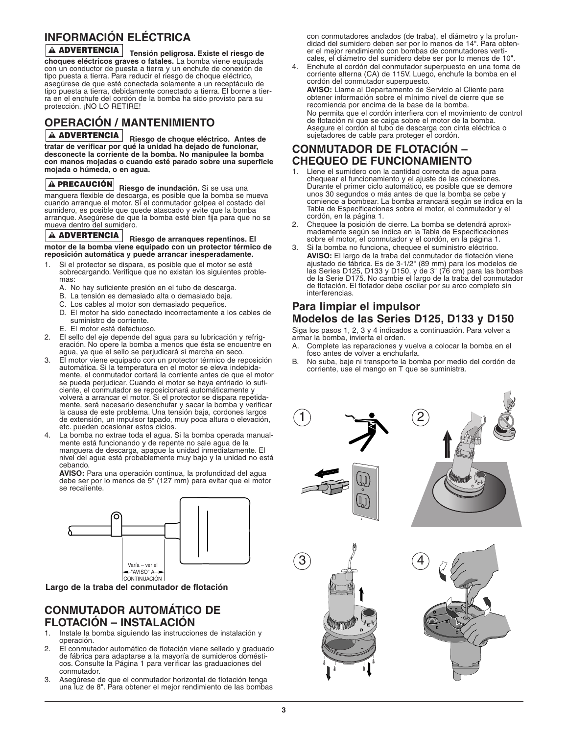## INFORMACIÓN ELÉCTRICA

**⚠ ADVERTENCIA** **Tensión peligrosa. Existe el riesgo de choques eléctricos graves o fatales.** La bomba viene equipada con un conductor de puesta a tierra y un enchufe de conexión de tipo puesta a tierra. Para reducir el riesgo de choque eléctrico, asegúrese de que esté conectada solamente a un receptáculo de tipo puesta a tierra, debidamente conectado a tierra. El borne a tierra en el enchufe del cordón de la bomba ha sido provisto para su protección. ¡NO LO RETIRE!

## OPERACIÓN / MANTENIMIENTO

**⚠ ADVERTENCIA** **Riesgo de choque eléctrico. Antes de tratar de verificar por qué la unidad ha dejado de funcionar, desconecte la corriente de la bomba. No manipulee la bomba con manos mojadas o cuando esté parado sobre una superficie mojada o húmeda, o en agua.**

**⚠ PRECAUCIÓN** **Riesgo de inundación.** Si se usa una manguera flexible de descarga, es posible que la bomba se mueva cuando arranque el motor. Si el conmutador golpea el costado del sumidero, es posible que quede atascado y evite que la bomba arranque. Asegúrese de que la bomba esté bien fija para que no se mueva dentro del sumidero.

**⚠ ADVERTENCIA** **Riesgo de arranques repentinos. El motor de la bomba viene equipado con un protector térmico de reposición automática y puede arrancar inesperadamente.**

1. Si el protector se dispara, es posible que el motor se esté sobrecargando. Verifique que no existan los siguientes problemas:
   A. No hay suficiente presión en el tubo de descarga.
   B. La tensión es demasiado alta o demasiado baja.
   C. Los cables al motor son demasiado pequeños.
   D. El motor ha sido conectado incorrectamente a los cables de suministro de corriente.
   E. El motor está defectuoso.
2. El sello del eje depende del agua para su lubricación y refrigeración. No opere la bomba a menos que ésta se encuentre en agua, ya que el sello se perjudicará si marcha en seco.
3. El motor viene equipado con un protector térmico de reposición automática. Si la temperatura en el motor se eleva indebidamente, el conmutador cortará la corriente antes de que el motor se pueda perjudicar. Cuando el motor se haya enfriado lo suficiente, el conmutador se reposicionará automáticamente y volverá a arrancar el motor. Si el protector se dispara repetidamente, será necesario desenchufar y sacar la bomba y verificar la causa de este problema. Una tensión baja, cordones largos de extensión, un impulsor tapado, muy poca altura o elevación, etc. pueden ocasionar estos ciclos.
4. La bomba no extrae toda el agua. Si la bomba operada manualmente está funcionando y de repente no sale agua de la manguera de descarga, apague la unidad inmediatamente. El nivel del agua está probablemente muy bajo y la unidad no está cebando.

   **AVISO:** Para una operación continua, la profundidad del agua debe ser por lo menos de 5" (127 mm) para evitar que el motor se recaliente.

Varía – ver el "AVISO" A CONTINUACIÓN

**Largo de la traba del conmutador de flotación**

## CONMUTADOR AUTOMÁTICO DE FLOTACIÓN – INSTALACIÓN

1. Instale la bomba siguiendo las instrucciones de instalación y operación.
2. El conmutador automático de flotación viene sellado y graduado de fábrica para adaptarse a la mayoría de sumideros domésticos. Consulte la Página 1 para verificar las graduaciones del conmutador.
3. Asegúrese de que el conmutador horizontal de flotación tenga una luz de 8". Para obtener el mejor rendimiento de las bombas con conmutadores anclados (de traba), el diámetro y la profundidad del sumidero deben ser por lo menos de 14". Para obtener el mejor rendimiento con bombas de conmutadores verticales, el diámetro del sumidero debe ser por lo menos de 10".
4. Enchufe el cordón del conmutador superpuesto en una toma de corriente alterna (CA) de 115V. Luego, enchufe la bomba en el cordón del conmutador superpuesto.

   **AVISO:** Llame al Departamento de Servicio al Cliente para obtener información sobre el mínimo nivel de cierre que se recomienda por encima de la base de la bomba.
   No permita que el cordón interfiera con el movimiento de control de flotación ni que se caiga sobre el motor de la bomba. Asegure el cordón al tubo de descarga con cinta eléctrica o sujetadores de cable para proteger el cordón.

## CONMUTADOR DE FLOTACIÓN – CHEQUEO DE FUNCIONAMIENTO

1. Llene el sumidero con la cantidad correcta de agua para chequear el funcionamiento y el ajuste de las conexiones. Durante el primer ciclo automático, es posible que se demore unos 30 segundos o más antes de que la bomba se cebe y comience a bombear. La bomba arrancará según se indica en la Tabla de Especificaciones sobre el motor, el conmutador y el cordón, en la página 1.
2. Chequee la posición de cierre. La bomba se detendrá aproximadamente según se indica en la Tabla de Especificaciones sobre el motor, el conmutador y el cordón, en la página 1.
3. Si la bomba no funciona, chequee el suministro eléctrico.

   **AVISO:** El largo de la traba del conmutador de flotación viene ajustado de fábrica. Es de 3-1/2" (89 mm) para los modelos de las Series D125, D133 y D150, y de 3" (76 cm) para las bombas de la Serie D175. No cambie el largo de la traba del conmutador de flotación. El flotador debe oscilar por su arco completo sin interferencias.

### Para limpiar el impulsor Modelos de las Series D125, D133 y D150

Siga los pasos 1, 2, 3 y 4 indicados a continuación. Para volver a armar la bomba, invierta el orden.

A. Complete las reparaciones y vuelva a colocar la bomba en el foso antes de volver a enchufarla.
B. No suba, baje ni transporte la bomba por medio del cordón de corriente, use el mango en T que se suministra.

1

2

3

4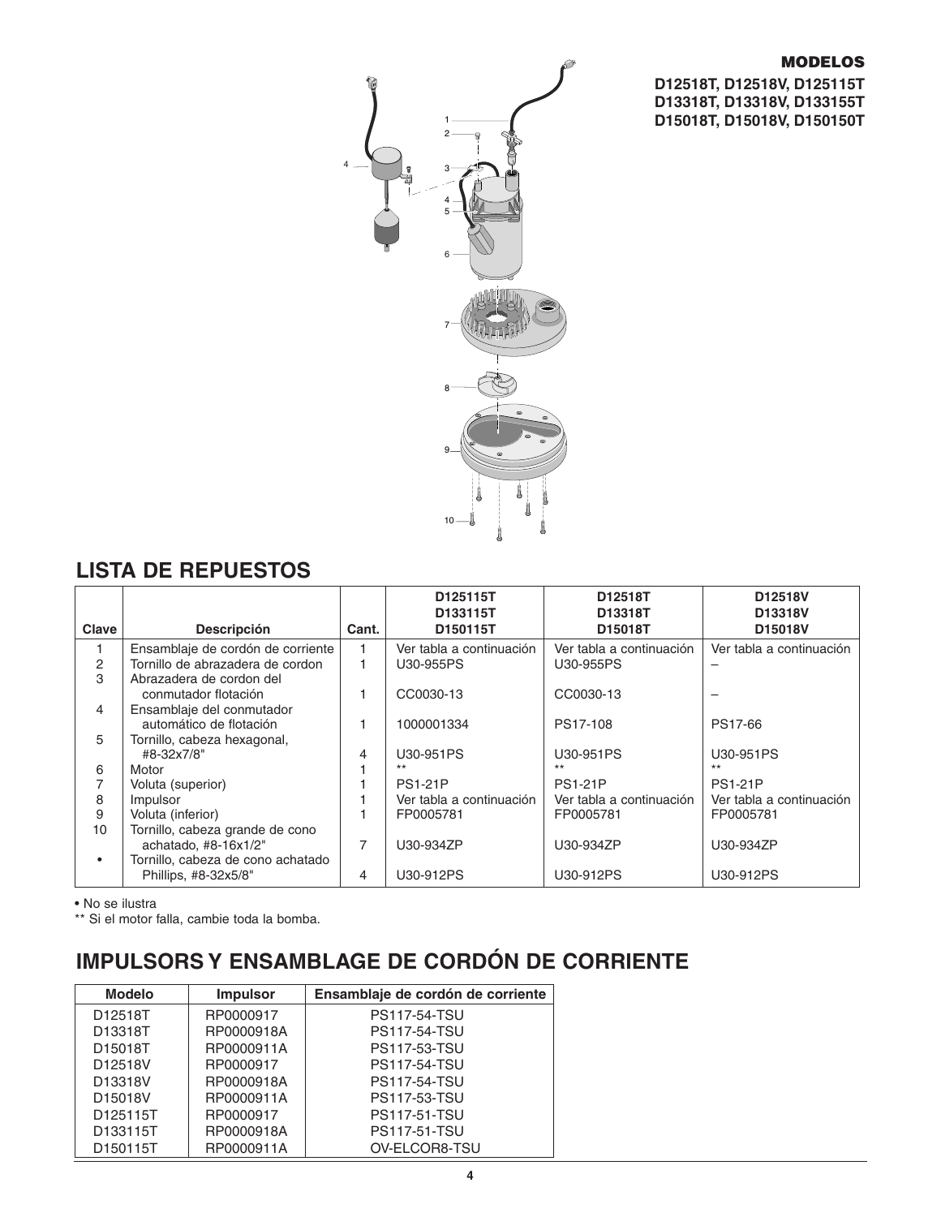**MODELOS**

**D12518T, D12518V, D125115T**
**D13318T, D13318V, D133155T**
**D15018T, D15018V, D150150T**

## LISTA DE REPUESTOS

| Clave | Descripción | Cant. | D125115T D133115T D150115T | D12518T D13318T D15018T | D12518V D13318V D15018V |
|---|---|---|---|---|---|
| 1 | Ensamblaje de cordón de corriente | 1 | Ver tabla a continuación | Ver tabla a continuación | Ver tabla a continuación |
| 2 | Tornillo de abrazadera de cordon | 1 | U30-955PS | U30-955PS | – |
| 3 | Abrazadera de cordon del conmutador flotación | 1 | CC0030-13 | CC0030-13 | – |
| 4 | Ensamblaje del conmutador automático de flotación | 1 | 1000001334 | PS17-108 | PS17-66 |
| 5 | Tornillo, cabeza hexagonal, #8-32x7/8" | 4 | U30-951PS | U30-951PS | U30-951PS |
| 6 | Motor | 1 | ** | ** | ** |
| 7 | Voluta (superior) | 1 | PS1-21P | PS1-21P | PS1-21P |
| 8 | Impulsor | 1 | Ver tabla a continuación | Ver tabla a continuación | Ver tabla a continuación |
| 9 | Voluta (inferior) | 1 | FP0005781 | FP0005781 | FP0005781 |
| 10 | Tornillo, cabeza grande de cono achatado, #8-16x1/2" | 7 | U30-934ZP | U30-934ZP | U30-934ZP |
| • | Tornillo, cabeza de cono achatado Phillips, #8-32x5/8" | 4 | U30-912PS | U30-912PS | U30-912PS |

• No se ilustra

** Si el motor falla, cambie toda la bomba.

## IMPULSORS Y ENSAMBLAGE DE CORDÓN DE CORRIENTE

| Modelo | Impulsor | Ensamblaje de cordón de corriente |
|---|---|---|
| D12518T | RP0000917 | PS117-54-TSU |
| D13318T | RP0000918A | PS117-54-TSU |
| D15018T | RP0000911A | PS117-53-TSU |
| D12518V | RP0000917 | PS117-54-TSU |
| D13318V | RP0000918A | PS117-54-TSU |
| D15018V | RP0000911A | PS117-53-TSU |
| D125115T | RP0000917 | PS117-51-TSU |
| D133115T | RP0000918A | PS117-51-TSU |
| D150115T | RP0000911A | OV-ELCOR8-TSU |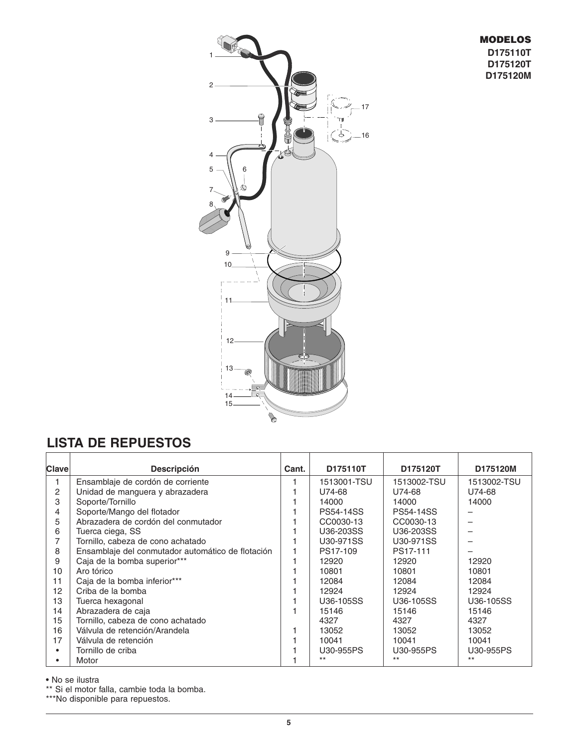**MODELOS**
**D175110T**
**D175120T**
**D175120M**

## LISTA DE REPUESTOS

| Clave | Descripción | Cant. | D175110T | D175120T | D175120M |
|---|---|---|---|---|---|
| 1 | Ensamblaje de cordón de corriente | 1 | 1513001-TSU | 1513002-TSU | 1513002-TSU |
| 2 | Unidad de manguera y abrazadera | 1 | U74-68 | U74-68 | U74-68 |
| 3 | Soporte/Tornillo | 1 | 14000 | 14000 | 14000 |
| 4 | Soporte/Mango del flotador | 1 | PS54-14SS | PS54-14SS | – |
| 5 | Abrazadera de cordón del conmutador | 1 | CC0030-13 | CC0030-13 | – |
| 6 | Tuerca ciega, SS | 1 | U36-203SS | U36-203SS | – |
| 7 | Tornillo, cabeza de cono achatado | 1 | U30-971SS | U30-971SS | – |
| 8 | Ensamblaje del conmutador automático de flotación | 1 | PS17-109 | PS17-111 | – |
| 9 | Caja de la bomba superior*** | 1 | 12920 | 12920 | 12920 |
| 10 | Aro tórico | 1 | 10801 | 10801 | 10801 |
| 11 | Caja de la bomba inferior*** | 1 | 12084 | 12084 | 12084 |
| 12 | Criba de la bomba | 1 | 12924 | 12924 | 12924 |
| 13 | Tuerca hexagonal | 1 | U36-105SS | U36-105SS | U36-105SS |
| 14 | Abrazadera de caja | 1 | 15146 | 15146 | 15146 |
| 15 | Tornillo, cabeza de cono achatado | | 4327 | 4327 | 4327 |
| 16 | Válvula de retención/Arandela | 1 | 13052 | 13052 | 13052 |
| 17 | Válvula de retención | 1 | 10041 | 10041 | 10041 |
| • | Tornillo de criba | 1 | U30-955PS | U30-955PS | U30-955PS |
| • | Motor | 1 | ** | ** | ** |

• No se ilustra

** Si el motor falla, cambie toda la bomba.

***No disponible para repuestos.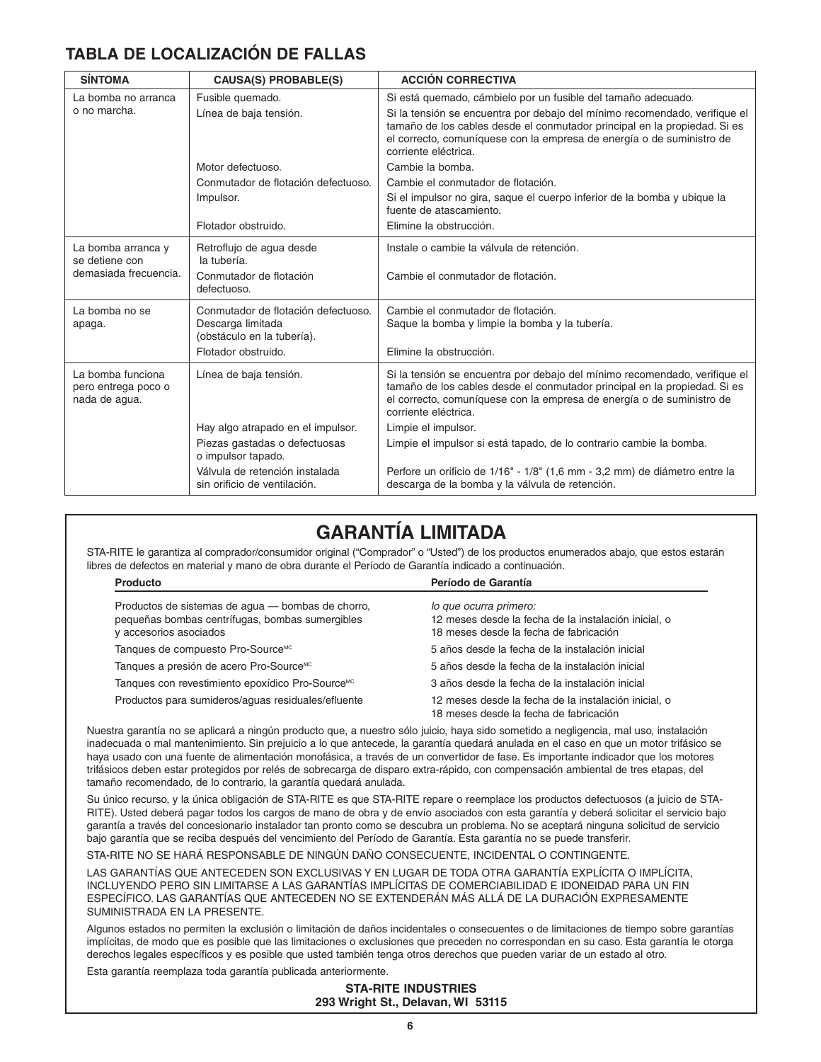## TABLA DE LOCALIZACIÓN DE FALLAS

| SÍNTOMA | CAUSA(S) PROBABLE(S) | ACCIÓN CORRECTIVA |
|---|---|---|
| La bomba no arranca o no marcha. | Fusible quemado. | Si está quemado, cámbielo por un fusible del tamaño adecuado. |
| | Línea de baja tensión. | Si la tensión se encuentra por debajo del mínimo recomendado, verifique el tamaño de los cables desde el conmutador principal en la propiedad. Si es el correcto, comuníquese con la empresa de energía o de suministro de corriente eléctrica. |
| | Motor defectuoso. | Cambie la bomba. |
| | Conmutador de flotación defectuoso. | Cambie el conmutador de flotación. |
| | Impulsor. | Si el impulsor no gira, saque el cuerpo inferior de la bomba y ubique la fuente de atascamiento. |
| | Flotador obstruido. | Elimine la obstrucción. |
| La bomba arranca y se detiene con demasiada frecuencia. | Retroflujo de agua desde la tubería. | Instale o cambie la válvula de retención. |
| | Conmutador de flotación defectuoso. | Cambie el conmutador de flotación. |
| La bomba no se apaga. | Conmutador de flotación defectuoso. Descarga limitada (obstáculo en la tubería). | Cambie el conmutador de flotación. Saque la bomba y limpie la bomba y la tubería. |
| | Flotador obstruido. | Elimine la obstrucción. |
| La bomba funciona pero entrega poco o nada de agua. | Línea de baja tensión. | Si la tensión se encuentra por debajo del mínimo recomendado, verifique el tamaño de los cables desde el conmutador principal en la propiedad. Si es el correcto, comuníquese con la empresa de energía o de suministro de corriente eléctrica. |
| | Hay algo atrapado en el impulsor. | Limpie el impulsor. |
| | Piezas gastadas o defectuosas o impulsor tapado. | Limpie el impulsor si está tapado, de lo contrario cambie la bomba. |
| | Válvula de retención instalada sin orificio de ventilación. | Perfore un orificio de 1/16" - 1/8" (1,6 mm - 3,2 mm) de diámetro entre la descarga de la bomba y la válvula de retención. |

# GARANTÍA LIMITADA

STA-RITE le garantiza al comprador/consumidor original ("Comprador" o "Usted") de los productos enumerados abajo, que estos estarán libres de defectos en material y mano de obra durante el Período de Garantía indicado a continuación.

| Producto | Período de Garantía |
|---|---|
| Productos de sistemas de agua — bombas de chorro, pequeñas bombas centrífugas, bombas sumergibles y accesorios asociados | *lo que ocurra primero:* 12 meses desde la fecha de la instalación inicial, o 18 meses desde la fecha de fabricación |
| Tanques de compuesto Pro-Source[MC] | 5 años desde la fecha de la instalación inicial |
| Tanques a presión de acero Pro-Source[MC] | 5 años desde la fecha de la instalación inicial |
| Tanques con revestimiento epoxídico Pro-Source[MC] | 3 años desde la fecha de la instalación inicial |
| Productos para sumideros/aguas residuales/efluente | 12 meses desde la fecha de la instalación inicial, o 18 meses desde la fecha de fabricación |

Nuestra garantía no se aplicará a ningún producto que, a nuestro sólo juicio, haya sido sometido a negligencia, mal uso, instalación inadecuada o mal mantenimiento. Sin prejuicio a lo que antecede, la garantía quedará anulada en el caso en que un motor trifásico se haya usado con una fuente de alimentación monofásica, a través de un convertidor de fase. Es importante indicar que los motores trifásicos deben estar protegidos por relés de sobrecarga de disparo extra-rápido, con compensación ambiental de tres etapas, del tamaño recomendado, de lo contrario, la garantía quedará anulada.

Su único recurso, y la única obligación de STA-RITE es que STA-RITE repare o reemplace los productos defectuosos (a juicio de STA-RITE). Usted deberá pagar todos los cargos de mano de obra y de envío asociados con esta garantía y deberá solicitar el servicio bajo garantía a través del concesionario instalador tan pronto como se descubra un problema. No se aceptará ninguna solicitud de servicio bajo garantía que se reciba después del vencimiento del Período de Garantía. Esta garantía no se puede transferir.

STA-RITE NO SE HARÁ RESPONSABLE DE NINGÚN DAÑO CONSECUENTE, INCIDENTAL O CONTINGENTE.

LAS GARANTÍAS QUE ANTECEDEN SON EXCLUSIVAS Y EN LUGAR DE TODA OTRA GARANTÍA EXPLÍCITA O IMPLÍCITA, INCLUYENDO PERO SIN LIMITARSE A LAS GARANTÍAS IMPLÍCITAS DE COMERCIABILIDAD E IDONEIDAD PARA UN FIN ESPECÍFICO. LAS GARANTÍAS QUE ANTECEDEN NO SE EXTENDERÁN MÁS ALLÁ DE LA DURACIÓN EXPRESAMENTE SUMINISTRADA EN LA PRESENTE.

Algunos estados no permiten la exclusión o limitación de daños incidentales o consecuentes o de limitaciones de tiempo sobre garantías implícitas, de modo que es posible que las limitaciones o exclusiones que preceden no correspondan en su caso. Esta garantía le otorga derechos legales específicos y es posible que usted también tenga otros derechos que pueden variar de un estado al otro.

Esta garantía reemplaza toda garantía publicada anteriormente.

**STA-RITE INDUSTRIES**
**293 Wright St., Delavan, WI 53115**